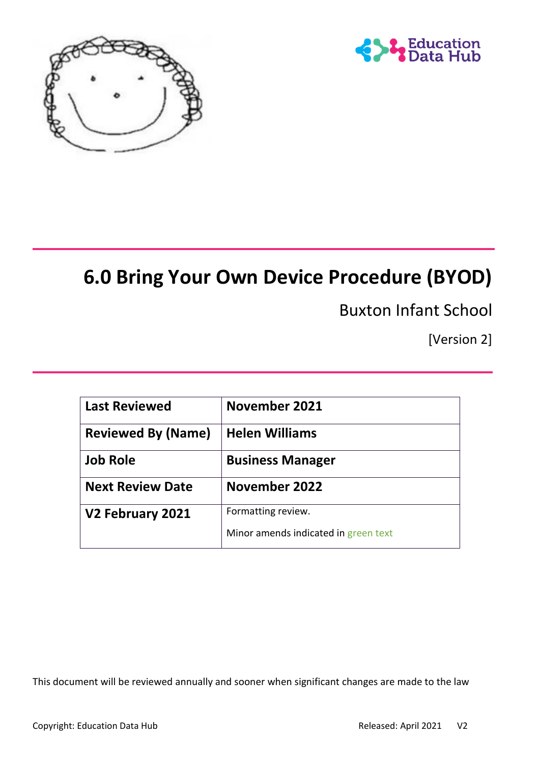# 6.0 Bring Your Own Device Procedure (BYOD)

Buxton Infant School

[Version 2]

| Last Reviewed | November 2021 |
|---|---|
| Reviewed By (Name) | Helen Williams |
| Job Role | Business Manager |
| Next Review Date | November 2022 |
| V2 February 2021 | Formatting review.<br>Minor amends indicated in green text |

This document will be reviewed annually and sooner when significant changes are made to the law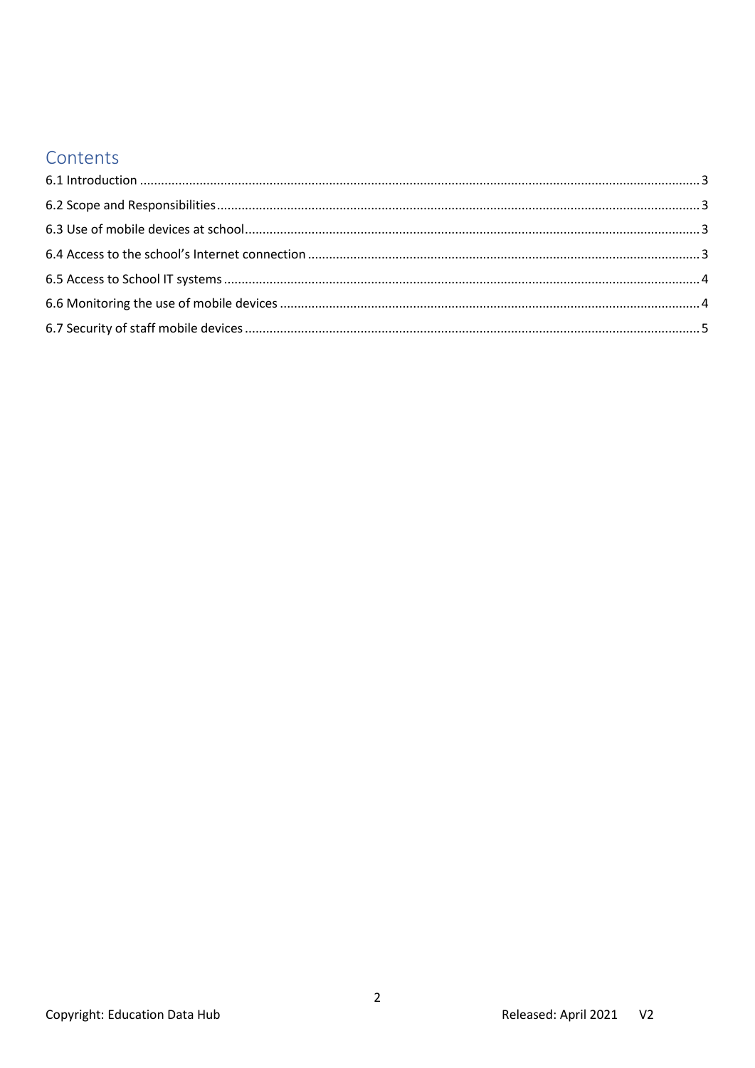## Contents

- 6.1 Introduction ........ 3
- 6.2 Scope and Responsibilities ........ 3
- 6.3 Use of mobile devices at school ........ 3
- 6.4 Access to the school's Internet connection ........ 3
- 6.5 Access to School IT systems ........ 4
- 6.6 Monitoring the use of mobile devices ........ 4
- 6.7 Security of staff mobile devices ........ 5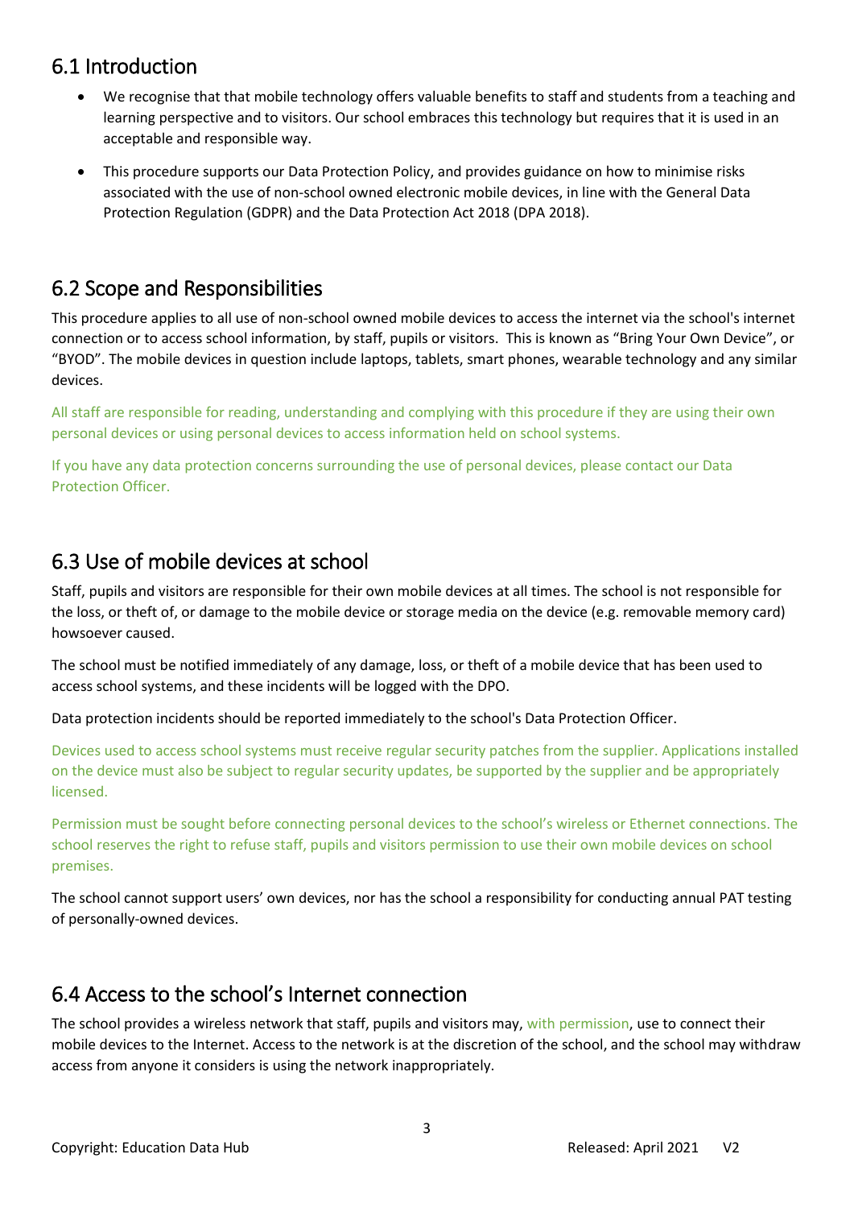## 6.1 Introduction

- We recognise that that mobile technology offers valuable benefits to staff and students from a teaching and learning perspective and to visitors. Our school embraces this technology but requires that it is used in an acceptable and responsible way.
- This procedure supports our Data Protection Policy, and provides guidance on how to minimise risks associated with the use of non-school owned electronic mobile devices, in line with the General Data Protection Regulation (GDPR) and the Data Protection Act 2018 (DPA 2018).

## 6.2 Scope and Responsibilities

This procedure applies to all use of non-school owned mobile devices to access the internet via the school's internet connection or to access school information, by staff, pupils or visitors. This is known as "Bring Your Own Device", or "BYOD". The mobile devices in question include laptops, tablets, smart phones, wearable technology and any similar devices.

All staff are responsible for reading, understanding and complying with this procedure if they are using their own personal devices or using personal devices to access information held on school systems.

If you have any data protection concerns surrounding the use of personal devices, please contact our Data Protection Officer.

## 6.3 Use of mobile devices at school

Staff, pupils and visitors are responsible for their own mobile devices at all times. The school is not responsible for the loss, or theft of, or damage to the mobile device or storage media on the device (e.g. removable memory card) howsoever caused.

The school must be notified immediately of any damage, loss, or theft of a mobile device that has been used to access school systems, and these incidents will be logged with the DPO.

Data protection incidents should be reported immediately to the school's Data Protection Officer.

Devices used to access school systems must receive regular security patches from the supplier. Applications installed on the device must also be subject to regular security updates, be supported by the supplier and be appropriately licensed.

Permission must be sought before connecting personal devices to the school's wireless or Ethernet connections. The school reserves the right to refuse staff, pupils and visitors permission to use their own mobile devices on school premises.

The school cannot support users' own devices, nor has the school a responsibility for conducting annual PAT testing of personally-owned devices.

## 6.4 Access to the school's Internet connection

The school provides a wireless network that staff, pupils and visitors may, with permission, use to connect their mobile devices to the Internet. Access to the network is at the discretion of the school, and the school may withdraw access from anyone it considers is using the network inappropriately.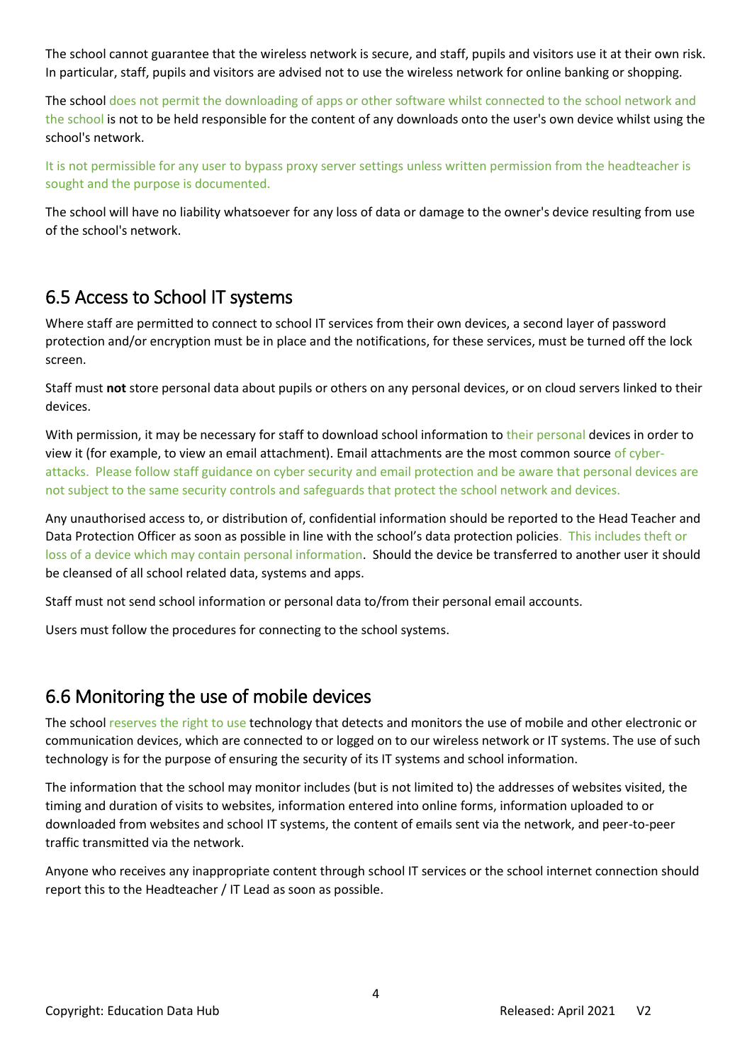The school cannot guarantee that the wireless network is secure, and staff, pupils and visitors use it at their own risk. In particular, staff, pupils and visitors are advised not to use the wireless network for online banking or shopping.

The school does not permit the downloading of apps or other software whilst connected to the school network and the school is not to be held responsible for the content of any downloads onto the user's own device whilst using the school's network.

It is not permissible for any user to bypass proxy server settings unless written permission from the headteacher is sought and the purpose is documented.

The school will have no liability whatsoever for any loss of data or damage to the owner's device resulting from use of the school's network.

## 6.5 Access to School IT systems

Where staff are permitted to connect to school IT services from their own devices, a second layer of password protection and/or encryption must be in place and the notifications, for these services, must be turned off the lock screen.

Staff must **not** store personal data about pupils or others on any personal devices, or on cloud servers linked to their devices.

With permission, it may be necessary for staff to download school information to their personal devices in order to view it (for example, to view an email attachment). Email attachments are the most common source of cyber-attacks. Please follow staff guidance on cyber security and email protection and be aware that personal devices are not subject to the same security controls and safeguards that protect the school network and devices.

Any unauthorised access to, or distribution of, confidential information should be reported to the Head Teacher and Data Protection Officer as soon as possible in line with the school's data protection policies. This includes theft or loss of a device which may contain personal information. Should the device be transferred to another user it should be cleansed of all school related data, systems and apps.

Staff must not send school information or personal data to/from their personal email accounts.

Users must follow the procedures for connecting to the school systems.

## 6.6 Monitoring the use of mobile devices

The school reserves the right to use technology that detects and monitors the use of mobile and other electronic or communication devices, which are connected to or logged on to our wireless network or IT systems. The use of such technology is for the purpose of ensuring the security of its IT systems and school information.

The information that the school may monitor includes (but is not limited to) the addresses of websites visited, the timing and duration of visits to websites, information entered into online forms, information uploaded to or downloaded from websites and school IT systems, the content of emails sent via the network, and peer-to-peer traffic transmitted via the network.

Anyone who receives any inappropriate content through school IT services or the school internet connection should report this to the Headteacher / IT Lead as soon as possible.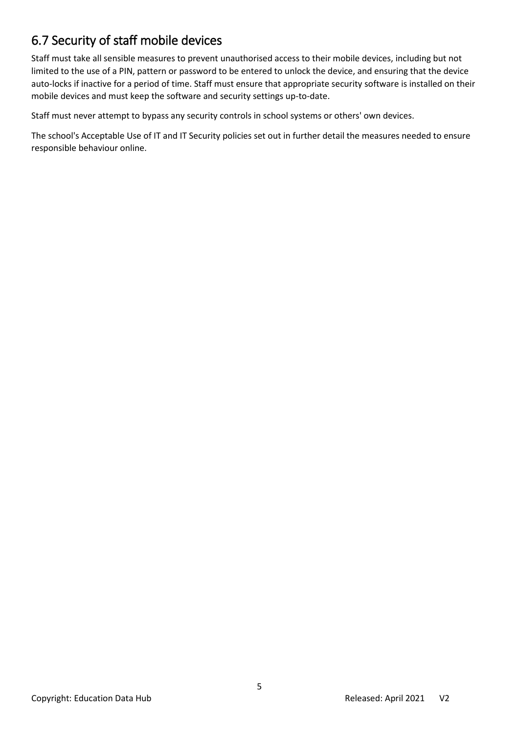## 6.7 Security of staff mobile devices

Staff must take all sensible measures to prevent unauthorised access to their mobile devices, including but not limited to the use of a PIN, pattern or password to be entered to unlock the device, and ensuring that the device auto-locks if inactive for a period of time. Staff must ensure that appropriate security software is installed on their mobile devices and must keep the software and security settings up-to-date.

Staff must never attempt to bypass any security controls in school systems or others' own devices.

The school's Acceptable Use of IT and IT Security policies set out in further detail the measures needed to ensure responsible behaviour online.